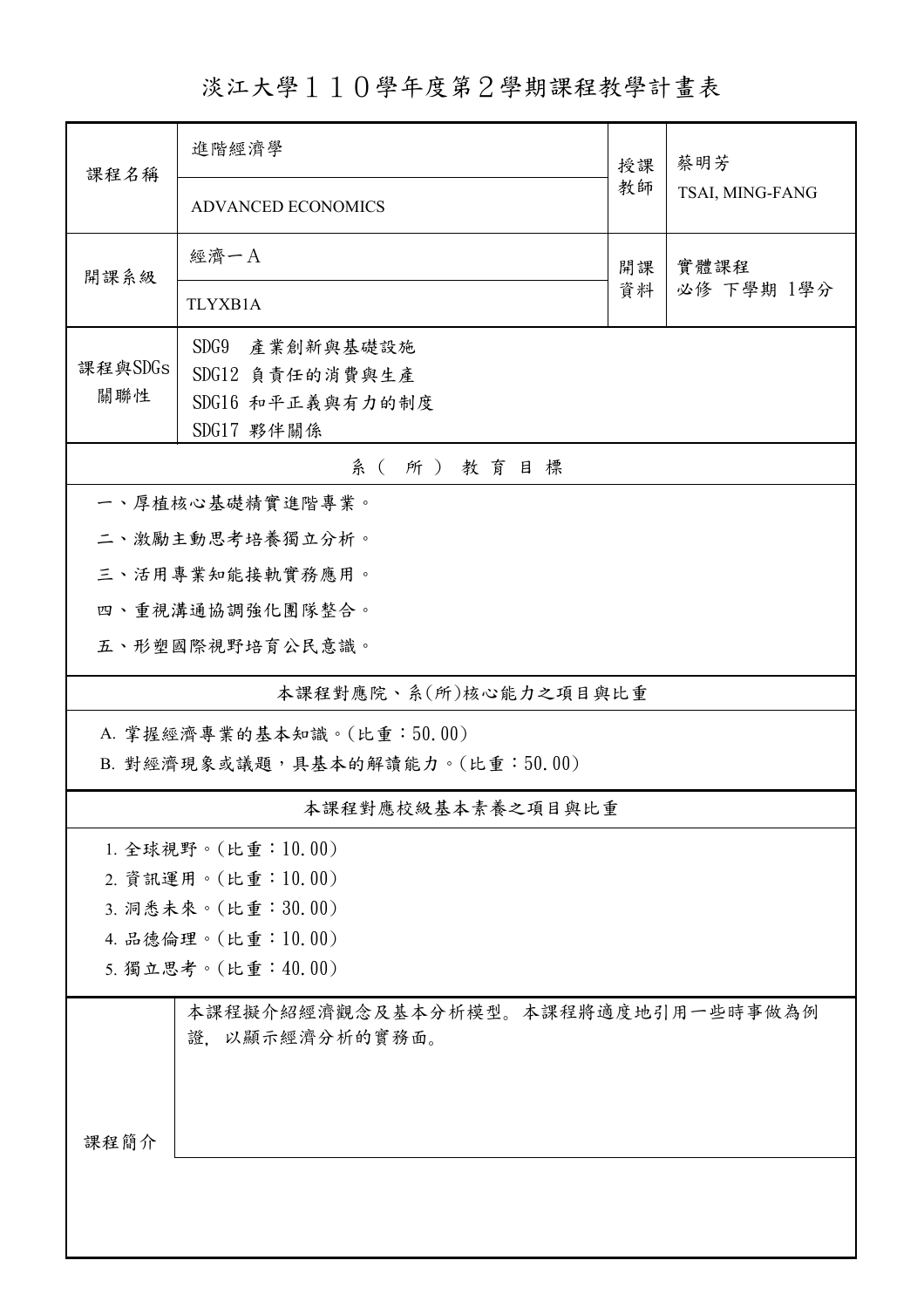# 淡江大學１１０學年度第２學期課程教學計畫表

| | | | |
|---|---|---|---|
| 課程名稱 | 進階經濟學<br>ADVANCED ECONOMICS | 授課教師 | 蔡明芳<br>TSAI, MING-FANG |
| 開課系級 | 經濟一Ａ<br>TLYXB1A | 開課資料 | 實體課程<br>必修 下學期 1學分 |
| 課程與SDGs關聯性 | SDG9 產業創新與基礎設施<br>SDG12 負責任的消費與生產<br>SDG16 和平正義與有力的制度<br>SDG17 夥伴關係 | | |

## 系（所）教育目標

一、厚植核心基礎精實進階專業。

二、激勵主動思考培養獨立分析。

三、活用專業知能接軌實務應用。

四、重視溝通協調強化團隊整合。

五、形塑國際視野培育公民意識。

## 本課程對應院、系(所)核心能力之項目與比重

A. 掌握經濟專業的基本知識。(比重：50.00)

B. 對經濟現象或議題，具基本的解讀能力。(比重：50.00)

## 本課程對應校級基本素養之項目與比重

1. 全球視野。(比重：10.00)
2. 資訊運用。(比重：10.00)
3. 洞悉未來。(比重：30.00)
4. 品德倫理。(比重：10.00)
5. 獨立思考。(比重：40.00)

| | |
|---|---|
| 課程簡介 | 本課程擬介紹經濟觀念及基本分析模型。 本課程將適度地引用一些時事做為例證， 以顯示經濟分析的實務面。 |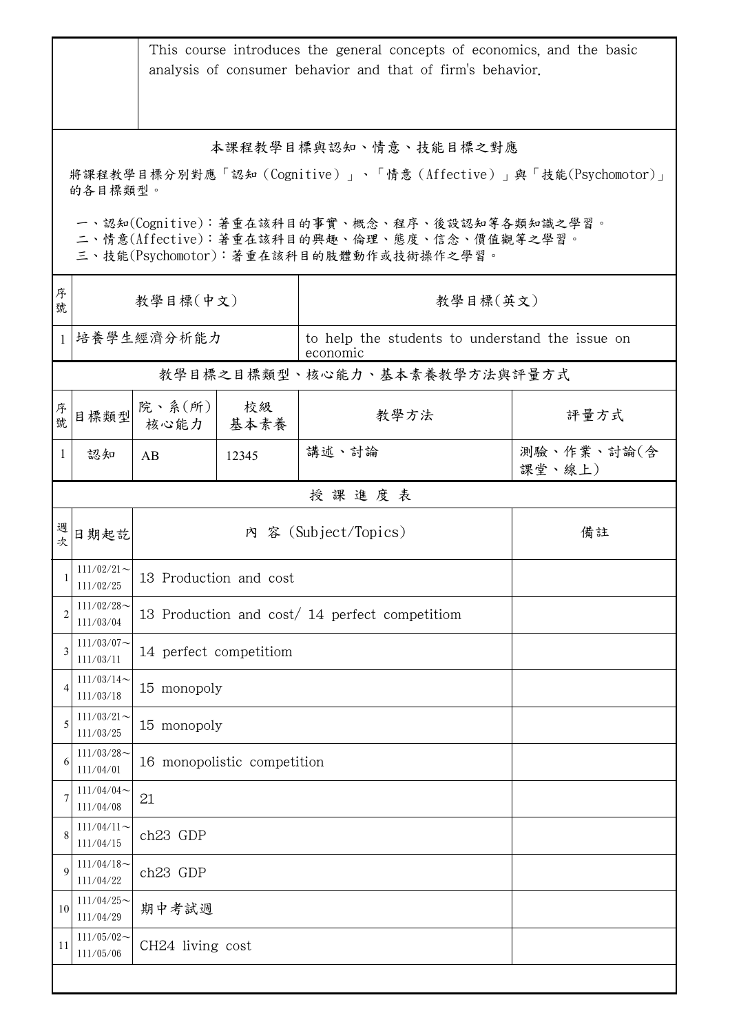| | |
|---|---|
| | This course introduces the general concepts of economics, and the basic analysis of consumer behavior and that of firm's behavior. |

## 本課程教學目標與認知、情意、技能目標之對應

將課程教學目標分別對應「認知（Cognitive）」、「情意（Affective）」與「技能(Psychomotor)」的各目標類型。

一、認知(Cognitive)：著重在該科目的事實、概念、程序、後設認知等各類知識之學習。
二、情意(Affective)：著重在該科目的興趣、倫理、態度、信念、價值觀等之學習。
三、技能(Psychomotor)：著重在該科目的肢體動作或技術操作之學習。

| 序號 | 教學目標(中文) | 教學目標(英文) |
|---|---|---|
| 1 | 培養學生經濟分析能力 | to help the students to understand the issue on economic |

## 教學目標之目標類型、核心能力、基本素養教學方法與評量方式

| 序號 | 目標類型 | 院、系(所)核心能力 | 校級基本素養 | 教學方法 | 評量方式 |
|---|---|---|---|---|---|
| 1 | 認知 | AB | 12345 | 講述、討論 | 測驗、作業、討論(含課堂、線上) |

## 授 課 進 度 表

| 週次 | 日期起訖 | 內 容 (Subject/Topics) | 備註 |
|---|---|---|---|
| 1 | 111/02/21～111/02/25 | 13 Production and cost | |
| 2 | 111/02/28～111/03/04 | 13 Production and cost/ 14 perfect competitiom | |
| 3 | 111/03/07～111/03/11 | 14 perfect competitiom | |
| 4 | 111/03/14～111/03/18 | 15 monopoly | |
| 5 | 111/03/21～111/03/25 | 15 monopoly | |
| 6 | 111/03/28～111/04/01 | 16 monopolistic competition | |
| 7 | 111/04/04～111/04/08 | 21 | |
| 8 | 111/04/11～111/04/15 | ch23 GDP | |
| 9 | 111/04/18～111/04/22 | ch23 GDP | |
| 10 | 111/04/25～111/04/29 | 期中考試週 | |
| 11 | 111/05/02～111/05/06 | CH24 living cost | |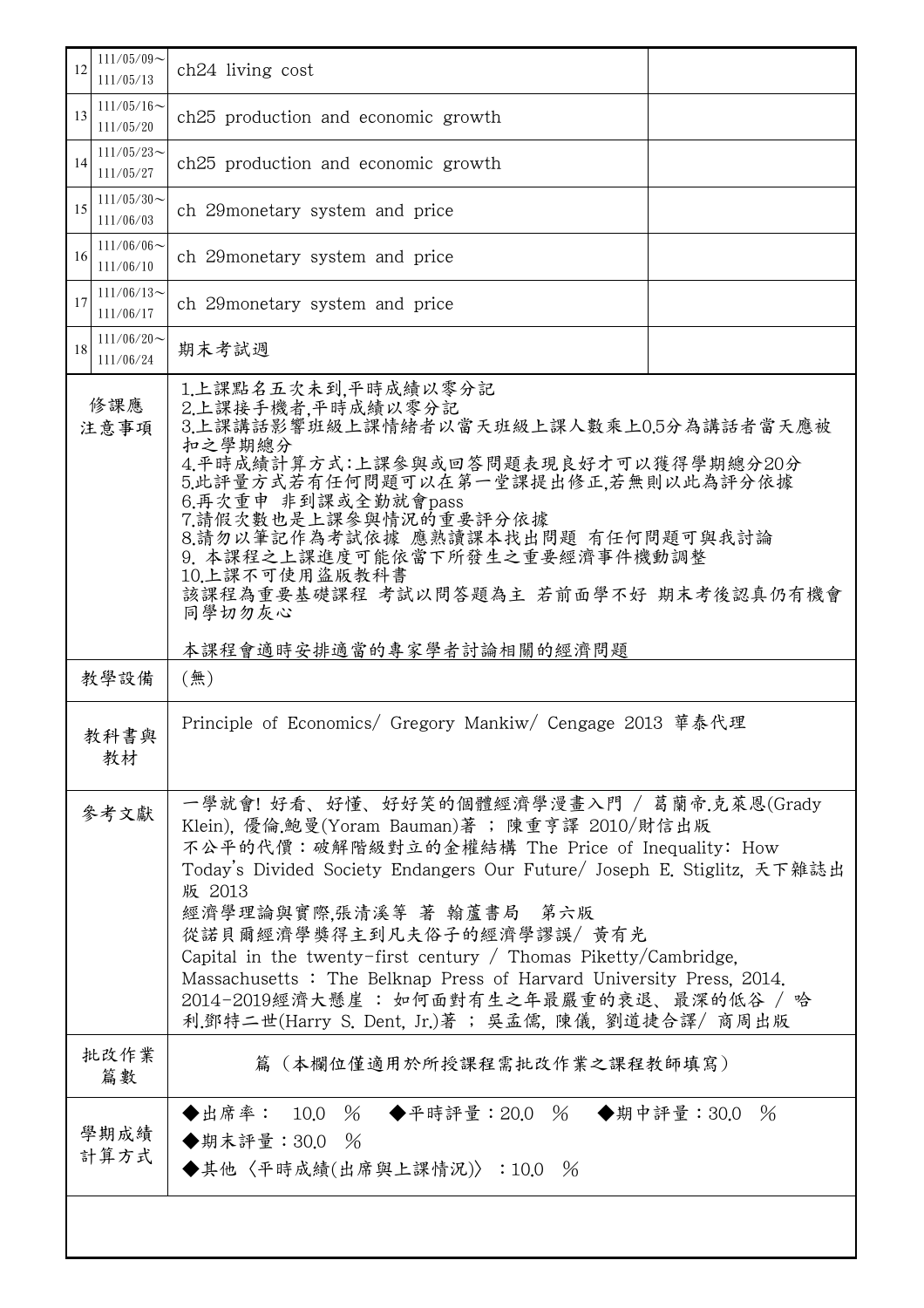| | | | |
|---|---|---|---|
| 12 | 111/05/09～<br>111/05/13 | ch24 living cost | |
| 13 | 111/05/16～<br>111/05/20 | ch25 production and economic growth | |
| 14 | 111/05/23～<br>111/05/27 | ch25 production and economic growth | |
| 15 | 111/05/30～<br>111/06/03 | ch 29monetary system and price | |
| 16 | 111/06/06～<br>111/06/10 | ch 29monetary system and price | |
| 17 | 111/06/13～<br>111/06/17 | ch 29monetary system and price | |
| 18 | 111/06/20～<br>111/06/24 | 期末考試週 | |

| | |
|---|---|
| 修課應注意事項 | 1.上課點名五次未到,平時成績以零分記<br>2.上課接手機者,平時成績以零分記<br>3.上課講話影響班級上課情緒者以當天班級上課人數乘上0.5分為講話者當天應被扣之學期總分<br>4.平時成績計算方式:上課參與或回答問題表現良好才可以獲得學期總分20分<br>5.此評量方式若有任何問題可以在第一堂課提出修正,若無則以此為評分依據<br>6.再次重申 非到課或全勤就會pass<br>7.請假次數也是上課參與情況的重要評分依據<br>8.請勿以筆記作為考試依據 應熟讀課本找出問題 有任何問題可與我討論<br>9. 本課程之上課進度可能依當下所發生之重要經濟事件機動調整<br>10.上課不可使用盜版教科書<br>該課程為重要基礎課程 考試以問答題為主 若前面學不好 期末考後認真仍有機會 同學切勿灰心<br><br>本課程會適時安排適當的專家學者討論相關的經濟問題 |
| 教學設備 | (無) |
| 教科書與教材 | Principle of Economics/ Gregory Mankiw/ Cengage 2013 華泰代理 |
| 參考文獻 | 一學就會! 好看、好懂、好好笑的個體經濟學漫畫入門 / 葛蘭帝.克萊恩(Grady Klein), 優倫.鮑曼(Yoram Bauman)著 ; 陳重亨譯 2010/財信出版<br>不公平的代價：破解階級對立的金權結構 The Price of Inequality: How Today's Divided Society Endangers Our Future/ Joseph E. Stiglitz, 天下雜誌出版 2013<br>經濟學理論與實際,張清溪等 著 翰蘆書局 第六版<br>從諾貝爾經濟學獎得主到凡夫俗子的經濟學謬誤/ 黃有光<br>Capital in the twenty-first century / Thomas Piketty/Cambridge, Massachusetts : The Belknap Press of Harvard University Press, 2014.<br>2014-2019經濟大懸崖 : 如何面對有生之年最嚴重的衰退、最深的低谷 / 哈利.鄧特二世(Harry S. Dent, Jr.)著 ; 吳孟儒, 陳儀, 劉道捷合譯/ 商周出版 |
| 批改作業篇數 | 篇（本欄位僅適用於所授課程需批改作業之課程教師填寫） |
| 學期成績計算方式 | ◆出席率： 10.0 ％ ◆平時評量：20.0 ％ ◆期中評量：30.0 ％<br>◆期末評量：30.0 ％<br>◆其他〈平時成績(出席與上課情況)〉：10.0 ％ |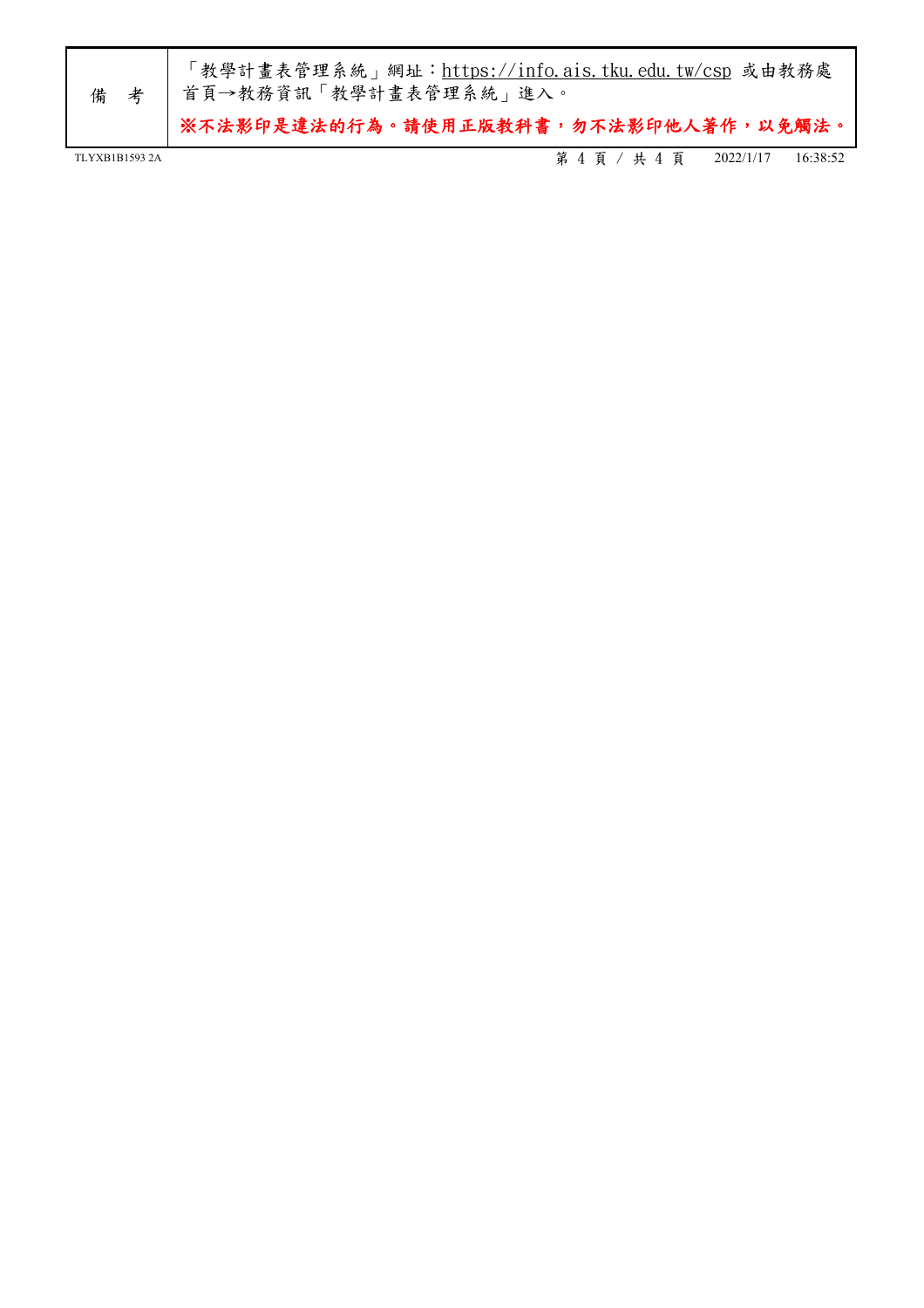| | |
|---|---|
| 備　考 | 「教學計畫表管理系統」網址：https://info.ais.tku.edu.tw/csp 或由教務處首頁→教務資訊「教學計畫表管理系統」進入。<br>**※不法影印是違法的行為。請使用正版教科書，勿不法影印他人著作，以免觸法。** |

TLYXB1B1593 2A　　2022/1/17　16:38:52